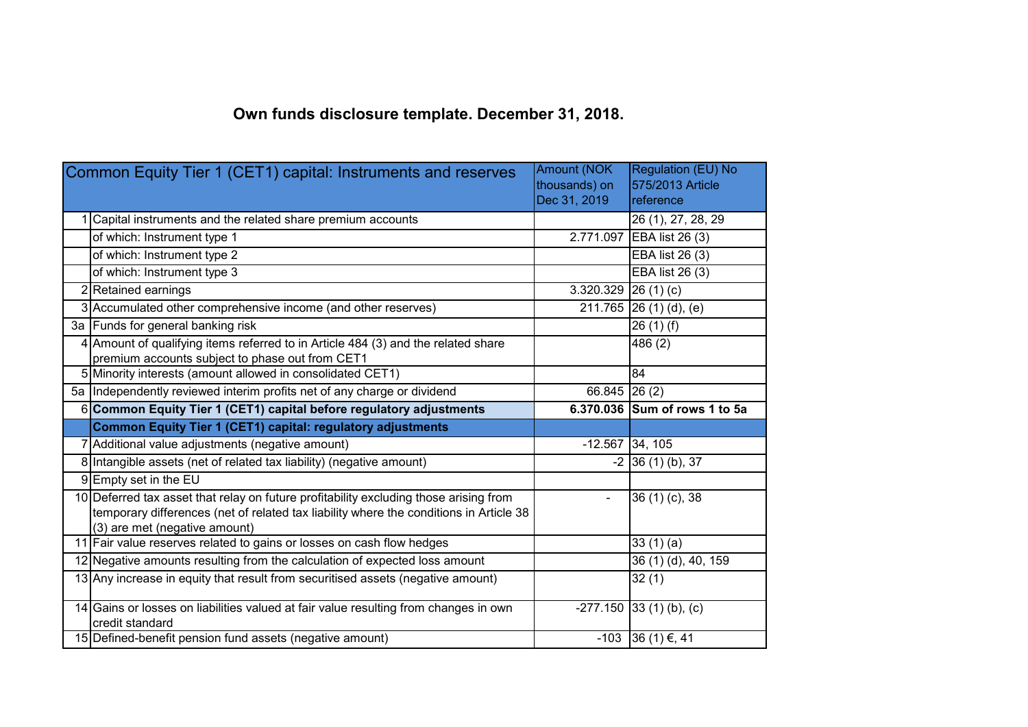# Own funds disclosure template. December 31, 2018.

| | Common Equity Tier 1 (CET1) capital: Instruments and reserves | Amount (NOK thousands) on Dec 31, 2019 | Regulation (EU) No 575/2013 Article reference |
|---|---|---|---|
| 1 | Capital instruments and the related share premium accounts | | 26 (1), 27, 28, 29 |
| | of which: Instrument type 1 | 2.771.097 | EBA list 26 (3) |
| | of which: Instrument type 2 | | EBA list 26 (3) |
| | of which: Instrument type 3 | | EBA list 26 (3) |
| 2 | Retained earnings | 3.320.329 | 26 (1) (c) |
| 3 | Accumulated other comprehensive income (and other reserves) | 211.765 | 26 (1) (d), (e) |
| 3a | Funds for general banking risk | | 26 (1) (f) |
| 4 | Amount of qualifying items referred to in Article 484 (3) and the related share premium accounts subject to phase out from CET1 | | 486 (2) |
| 5 | Minority interests (amount allowed in consolidated CET1) | | 84 |
| 5a | Independently reviewed interim profits net of any charge or dividend | 66.845 | 26 (2) |
| 6 | **Common Equity Tier 1 (CET1) capital before regulatory adjustments** | **6.370.036** | **Sum of rows 1 to 5a** |
| | **Common Equity Tier 1 (CET1) capital: regulatory adjustments** | | |
| 7 | Additional value adjustments (negative amount) | -12.567 | 34, 105 |
| 8 | Intangible assets (net of related tax liability) (negative amount) | -2 | 36 (1) (b), 37 |
| 9 | Empty set in the EU | | |
| 10 | Deferred tax asset that relay on future profitability excluding those arising from temporary differences (net of related tax liability where the conditions in Article 38 (3) are met (negative amount) | - | 36 (1) (c), 38 |
| 11 | Fair value reserves related to gains or losses on cash flow hedges | | 33 (1) (a) |
| 12 | Negative amounts resulting from the calculation of expected loss amount | | 36 (1) (d), 40, 159 |
| 13 | Any increase in equity that result from securitised assets (negative amount) | | 32 (1) |
| 14 | Gains or losses on liabilities valued at fair value resulting from changes in own credit standard | -277.150 | 33 (1) (b), (c) |
| 15 | Defined-benefit pension fund assets (negative amount) | -103 | 36 (1) €, 41 |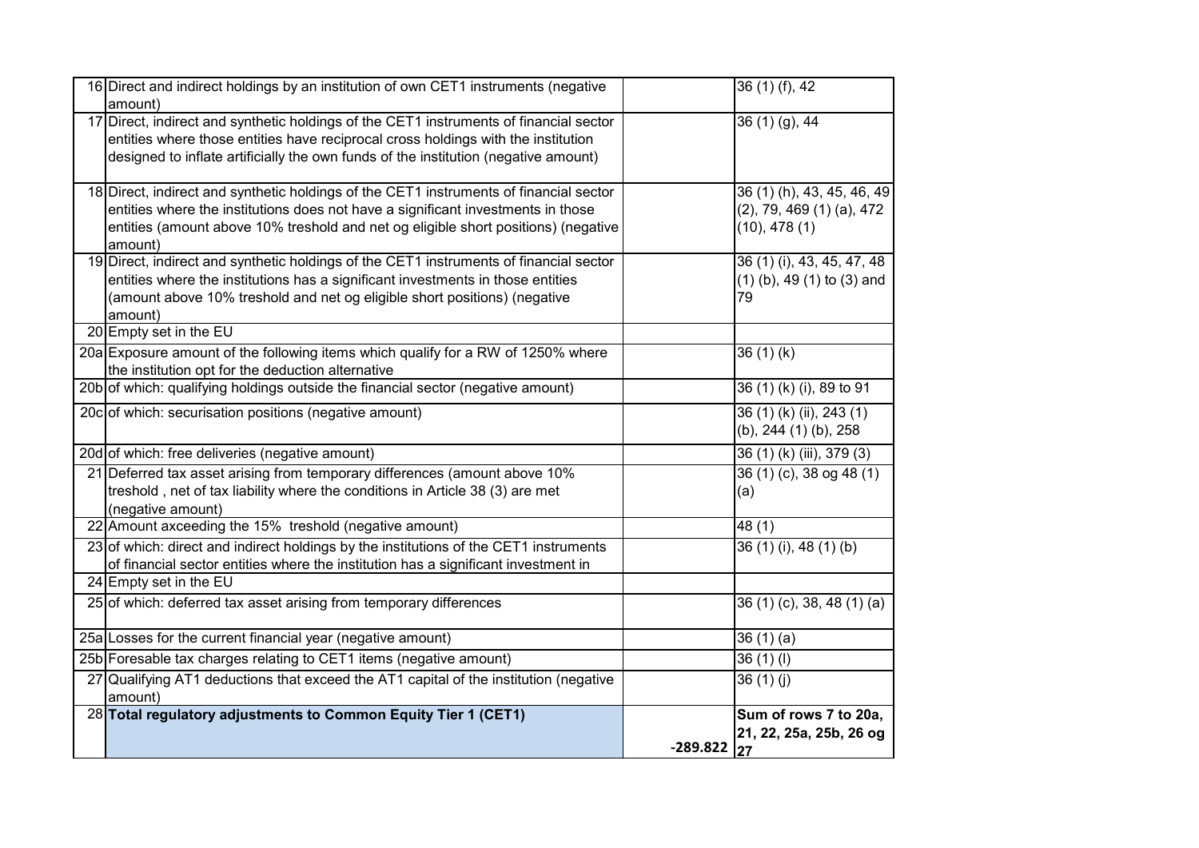| | | | |
|---|---|---|---|
| 16 | Direct and indirect holdings by an institution of own CET1 instruments (negative amount) | | 36 (1) (f), 42 |
| 17 | Direct, indirect and synthetic holdings of the CET1 instruments of financial sector entities where those entities have reciprocal cross holdings with the institution designed to inflate artificially the own funds of the institution (negative amount) | | 36 (1) (g), 44 |
| 18 | Direct, indirect and synthetic holdings of the CET1 instruments of financial sector entities where the institutions does not have a significant investments in those entities (amount above 10% treshold and net og eligible short positions) (negative amount) | | 36 (1) (h), 43, 45, 46, 49 (2), 79, 469 (1) (a), 472 (10), 478 (1) |
| 19 | Direct, indirect and synthetic holdings of the CET1 instruments of financial sector entities where the institutions has a significant investments in those entities (amount above 10% treshold and net og eligible short positions) (negative amount) | | 36 (1) (i), 43, 45, 47, 48 (1) (b), 49 (1) to (3) and 79 |
| 20 | Empty set in the EU | | |
| 20a | Exposure amount of the following items which qualify for a RW of 1250% where the institution opt for the deduction alternative | | 36 (1) (k) |
| 20b | of which: qualifying holdings outside the financial sector (negative amount) | | 36 (1) (k) (i), 89 to 91 |
| 20c | of which: securisation positions (negative amount) | | 36 (1) (k) (ii), 243 (1) (b), 244 (1) (b), 258 |
| 20d | of which: free deliveries (negative amount) | | 36 (1) (k) (iii), 379 (3) |
| 21 | Deferred tax asset arising from temporary differences (amount above 10% treshold , net of tax liability where the conditions in Article 38 (3) are met (negative amount) | | 36 (1) (c), 38 og 48 (1) (a) |
| 22 | Amount axceeding the 15% treshold (negative amount) | | 48 (1) |
| 23 | of which: direct and indirect holdings by the institutions of the CET1 instruments of financial sector entities where the institution has a significant investment in | | 36 (1) (i), 48 (1) (b) |
| 24 | Empty set in the EU | | |
| 25 | of which: deferred tax asset arising from temporary differences | | 36 (1) (c), 38, 48 (1) (a) |
| 25a | Losses for the current financial year (negative amount) | | 36 (1) (a) |
| 25b | Foresable tax charges relating to CET1 items (negative amount) | | 36 (1) (l) |
| 27 | Qualifying AT1 deductions that exceed the AT1 capital of the institution (negative amount) | | 36 (1) (j) |
| 28 | **Total regulatory adjustments to Common Equity Tier 1 (CET1)** | -289.822 | **Sum of rows 7 to 20a, 21, 22, 25a, 25b, 26 og 27** |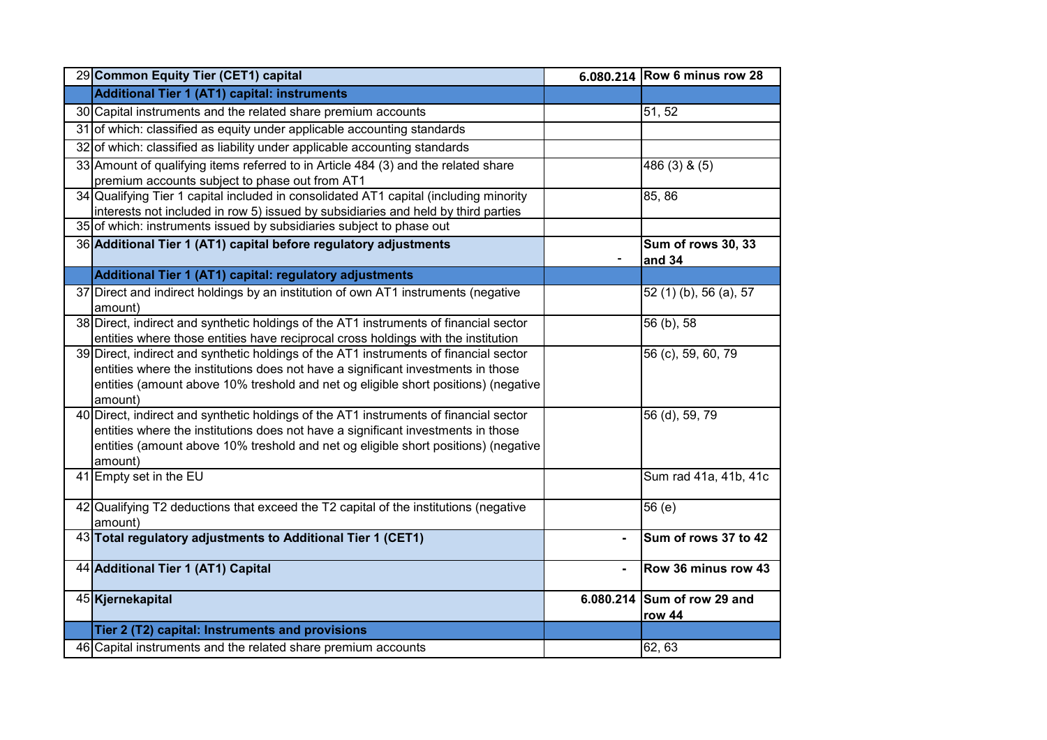| | | | |
|---|---|---|---|
| 29 | **Common Equity Tier (CET1) capital** | **6.080.214** | **Row 6 minus row 28** |
| | **Additional Tier 1 (AT1) capital: instruments** | | |
| 30 | Capital instruments and the related share premium accounts | | 51, 52 |
| 31 | of which: classified as equity under applicable accounting standards | | |
| 32 | of which: classified as liability under applicable accounting standards | | |
| 33 | Amount of qualifying items referred to in Article 484 (3) and the related share premium accounts subject to phase out from AT1 | | 486 (3) & (5) |
| 34 | Qualifying Tier 1 capital included in consolidated AT1 capital (including minority interests not included in row 5) issued by subsidiaries and held by third parties | | 85, 86 |
| 35 | of which: instruments issued by subsidiaries subject to phase out | | |
| 36 | **Additional Tier 1 (AT1) capital before regulatory adjustments** | - | **Sum of rows 30, 33 and 34** |
| | **Additional Tier 1 (AT1) capital: regulatory adjustments** | | |
| 37 | Direct and indirect holdings by an institution of own AT1 instruments (negative amount) | | 52 (1) (b), 56 (a), 57 |
| 38 | Direct, indirect and synthetic holdings of the AT1 instruments of financial sector entities where those entities have reciprocal cross holdings with the institution | | 56 (b), 58 |
| 39 | Direct, indirect and synthetic holdings of the AT1 instruments of financial sector entities where the institutions does not have a significant investments in those entities (amount above 10% treshold and net og eligible short positions) (negative amount) | | 56 (c), 59, 60, 79 |
| 40 | Direct, indirect and synthetic holdings of the AT1 instruments of financial sector entities where the institutions does not have a significant investments in those entities (amount above 10% treshold and net og eligible short positions) (negative amount) | | 56 (d), 59, 79 |
| 41 | Empty set in the EU | | Sum rad 41a, 41b, 41c |
| 42 | Qualifying T2 deductions that exceed the T2 capital of the institutions (negative amount) | | 56 (e) |
| 43 | **Total regulatory adjustments to Additional Tier 1 (CET1)** | - | **Sum of rows 37 to 42** |
| 44 | **Additional Tier 1 (AT1) Capital** | - | **Row 36 minus row 43** |
| 45 | **Kjernekapital** | **6.080.214** | **Sum of row 29 and row 44** |
| | **Tier 2 (T2) capital: Instruments and provisions** | | |
| 46 | Capital instruments and the related share premium accounts | | 62, 63 |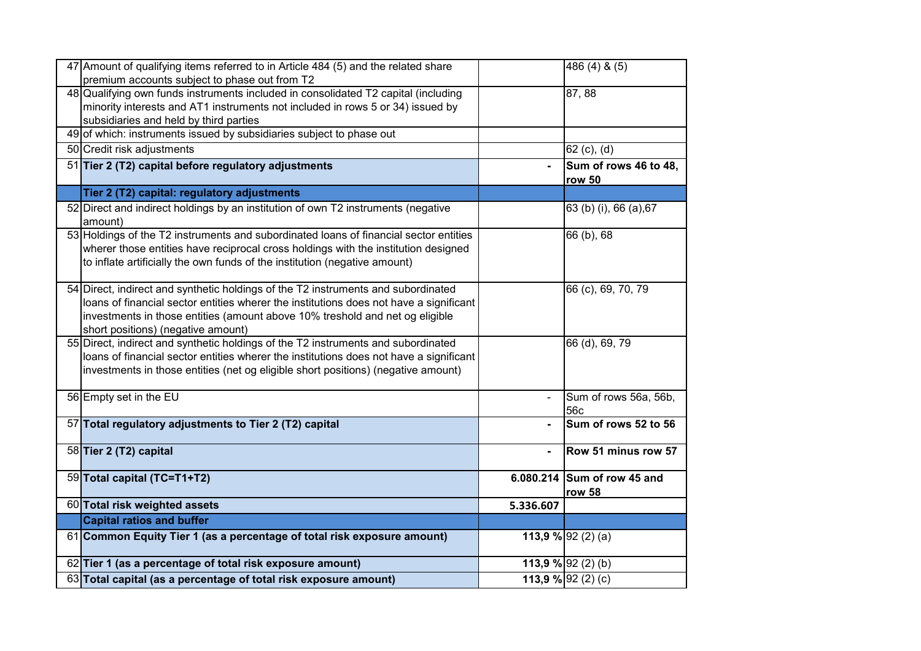| | | | |
|---|---|---|---|
| 47 | Amount of qualifying items referred to in Article 484 (5) and the related share premium accounts subject to phase out from T2 | | 486 (4) & (5) |
| 48 | Qualifying own funds instruments included in consolidated T2 capital (including minority interests and AT1 instruments not included in rows 5 or 34) issued by subsidiaries and held by third parties | | 87, 88 |
| 49 | of which: instruments issued by subsidiaries subject to phase out | | |
| 50 | Credit risk adjustments | | 62 (c), (d) |
| 51 | **Tier 2 (T2) capital before regulatory adjustments** | **-** | **Sum of rows 46 to 48, row 50** |
| | **Tier 2 (T2) capital: regulatory adjustments** | | |
| 52 | Direct and indirect holdings by an institution of own T2 instruments (negative amount) | | 63 (b) (i), 66 (a),67 |
| 53 | Holdings of the T2 instruments and subordinated loans of financial sector entities wherer those entities have reciprocal cross holdings with the institution designed to inflate artificially the own funds of the institution (negative amount) | | 66 (b), 68 |
| 54 | Direct, indirect and synthetic holdings of the T2 instruments and subordinated loans of financial sector entities wherer the institutions does not have a significant investments in those entities (amount above 10% treshold and net og eligible short positions) (negative amount) | | 66 (c), 69, 70, 79 |
| 55 | Direct, indirect and synthetic holdings of the T2 instruments and subordinated loans of financial sector entities wherer the institutions does not have a significant investments in those entities (net og eligible short positions) (negative amount) | | 66 (d), 69, 79 |
| 56 | Empty set in the EU | - | Sum of rows 56a, 56b, 56c |
| 57 | **Total regulatory adjustments to Tier 2 (T2) capital** | **-** | **Sum of rows 52 to 56** |
| 58 | **Tier 2 (T2) capital** | **-** | **Row 51 minus row 57** |
| 59 | **Total capital (TC=T1+T2)** | **6.080.214** | **Sum of row 45 and row 58** |
| 60 | **Total risk weighted assets** | **5.336.607** | |
| | **Capital ratios and buffer** | | |
| 61 | **Common Equity Tier 1 (as a percentage of total risk exposure amount)** | **113,9 %** | 92 (2) (a) |
| 62 | **Tier 1 (as a percentage of total risk exposure amount)** | **113,9 %** | 92 (2) (b) |
| 63 | **Total capital (as a percentage of total risk exposure amount)** | **113,9 %** | 92 (2) (c) |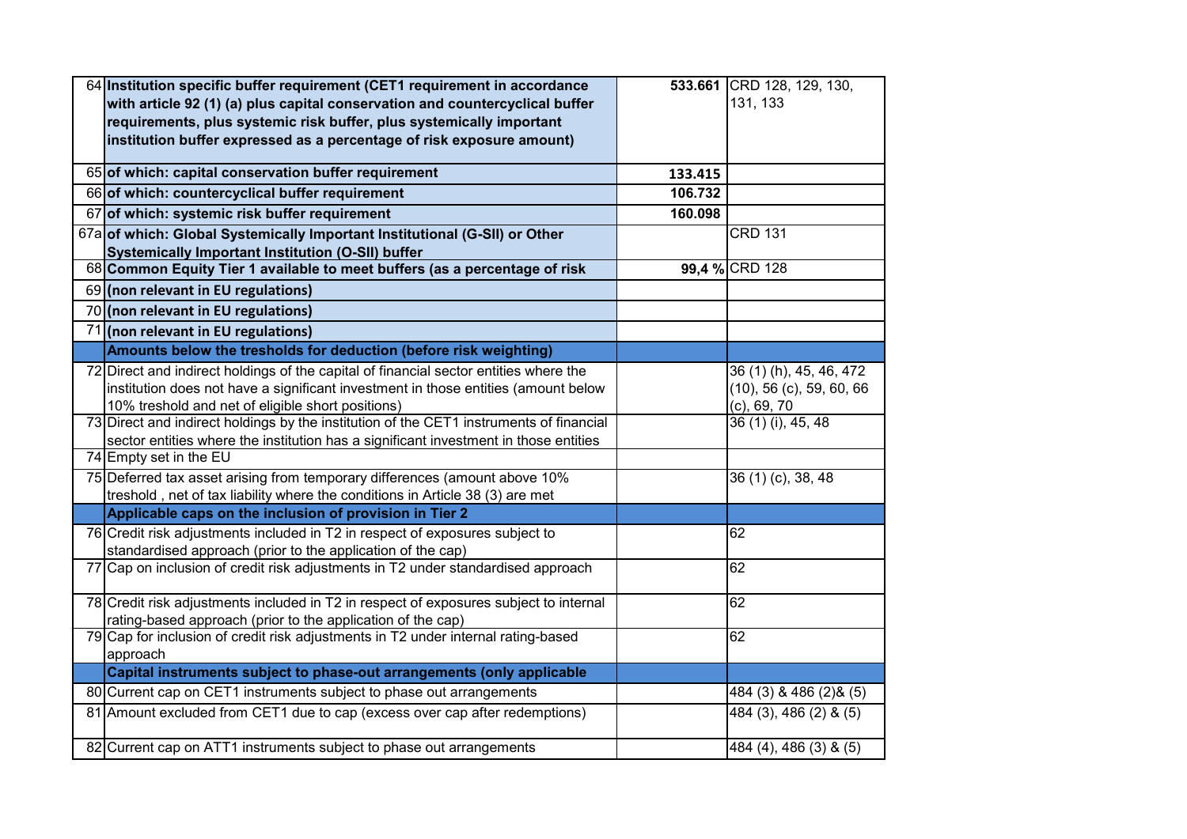| | | | |
|---|---|---|---|
| 64 | **Institution specific buffer requirement (CET1 requirement in accordance with article 92 (1) (a) plus capital conservation and countercyclical buffer requirements, plus systemic risk buffer, plus systemically important institution buffer expressed as a percentage of risk exposure amount)** | **533.661** | CRD 128, 129, 130, 131, 133 |
| 65 | **of which: capital conservation buffer requirement** | **133.415** | |
| 66 | **of which: countercyclical buffer requirement** | **106.732** | |
| 67 | **of which: systemic risk buffer requirement** | **160.098** | |
| 67a | **of which: Global Systemically Important Institutional (G-SII) or Other Systemically Important Institution (O-SII) buffer** | | CRD 131 |
| 68 | **Common Equity Tier 1 available to meet buffers (as a percentage of risk** | **99,4 %** | CRD 128 |
| 69 | **(non relevant in EU regulations)** | | |
| 70 | **(non relevant in EU regulations)** | | |
| 71 | **(non relevant in EU regulations)** | | |
| | **Amounts below the tresholds for deduction (before risk weighting)** | | |
| 72 | Direct and indirect holdings of the capital of financial sector entities where the institution does not have a significant investment in those entities (amount below 10% treshold and net of eligible short positions) | | 36 (1) (h), 45, 46, 472 (10), 56 (c), 59, 60, 66 (c), 69, 70 |
| 73 | Direct and indirect holdings by the institution of the CET1 instruments of financial sector entities where the institution has a significant investment in those entities | | 36 (1) (i), 45, 48 |
| 74 | Empty set in the EU | | |
| 75 | Deferred tax asset arising from temporary differences (amount above 10% treshold , net of tax liability where the conditions in Article 38 (3) are met | | 36 (1) (c), 38, 48 |
| | **Applicable caps on the inclusion of provision in Tier 2** | | |
| 76 | Credit risk adjustments included in T2 in respect of exposures subject to standardised approach (prior to the application of the cap) | | 62 |
| 77 | Cap on inclusion of credit risk adjustments in T2 under standardised approach | | 62 |
| 78 | Credit risk adjustments included in T2 in respect of exposures subject to internal rating-based approach (prior to the application of the cap) | | 62 |
| 79 | Cap for inclusion of credit risk adjustments in T2 under internal rating-based approach | | 62 |
| | **Capital instruments subject to phase-out arrangements (only applicable** | | |
| 80 | Current cap on CET1 instruments subject to phase out arrangements | | 484 (3) & 486 (2)& (5) |
| 81 | Amount excluded from CET1 due to cap (excess over cap after redemptions) | | 484 (3), 486 (2) & (5) |
| 82 | Current cap on ATT1 instruments subject to phase out arrangements | | 484 (4), 486 (3) & (5) |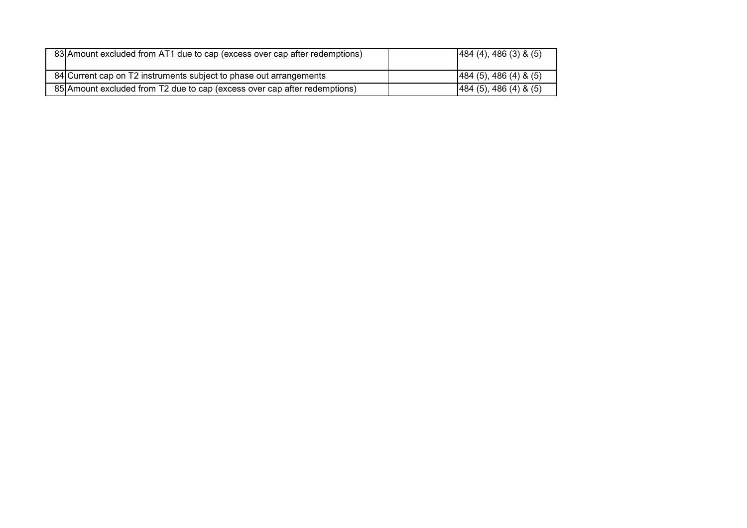| | | | |
|---|---|---|---|
| 83 | Amount excluded from AT1 due to cap (excess over cap after redemptions) | | 484 (4), 486 (3) & (5) |
| 84 | Current cap on T2 instruments subject to phase out arrangements | | 484 (5), 486 (4) & (5) |
| 85 | Amount excluded from T2 due to cap (excess over cap after redemptions) | | 484 (5), 486 (4) & (5) |